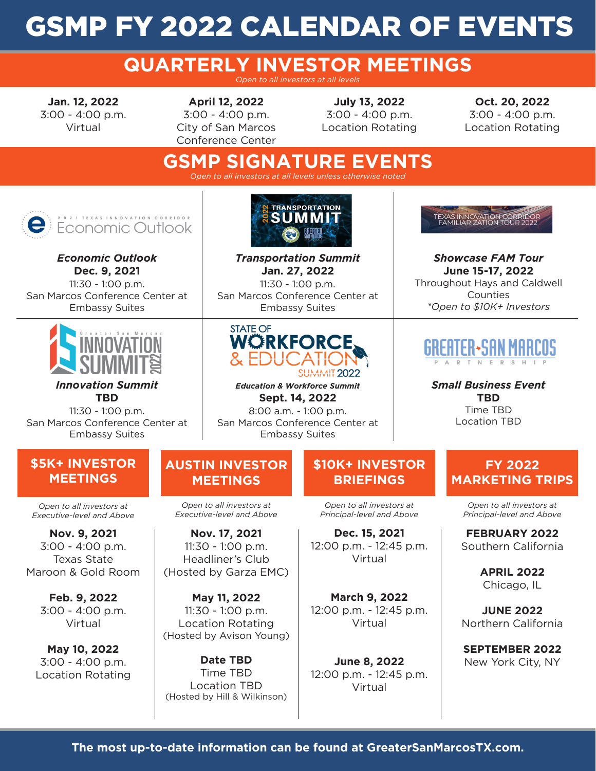# GSMP FY 2022 CALENDAR OF EVENTS

## QUARTERLY INVESTOR MEETINGS

*Open to all investors at all levels*

**Jan. 12, 2022**
3:00 - 4:00 p.m.
Virtual

**April 12, 2022**
3:00 - 4:00 p.m.
City of San Marcos Conference Center

**July 13, 2022**
3:00 - 4:00 p.m.
Location Rotating

**Oct. 20, 2022**
3:00 - 4:00 p.m.
Location Rotating

## GSMP SIGNATURE EVENTS

*Open to all investors at all levels unless otherwise noted*

2021 TEXAS INNOVATION CORRIDOR Economic Outlook

***Economic Outlook***
**Dec. 9, 2021**
11:30 - 1:00 p.m.
San Marcos Conference Center at Embassy Suites

2022 TRANSPORTATION SUMMIT

***Transportation Summit***
**Jan. 27, 2022**
11:30 - 1:00 p.m.
San Marcos Conference Center at Embassy Suites

TEXAS INNOVATION CORRIDOR FAMILIARIZATION TOUR 2022

***Showcase FAM Tour***
**June 15-17, 2022**
Throughout Hays and Caldwell Counties
*\*Open to $10K+ Investors*

Greater San Marcos INNOVATION SUMMIT 2022

***Innovation Summit***
**TBD**
11:30 - 1:00 p.m.
San Marcos Conference Center at Embassy Suites

STATE OF WORKFORCE & EDUCATION SUMMIT 2022

***Education & Workforce Summit***
**Sept. 14, 2022**
8:00 a.m. - 1:00 p.m.
San Marcos Conference Center at Embassy Suites

GREATER SAN MARCOS PARTNERSHIP

***Small Business Event***
**TBD**
Time TBD
Location TBD

## $5K+ INVESTOR MEETINGS

*Open to all investors at Executive-level and Above*

**Nov. 9, 2021**
3:00 - 4:00 p.m.
Texas State Maroon & Gold Room

**Feb. 9, 2022**
3:00 - 4:00 p.m.
Virtual

**May 10, 2022**
3:00 - 4:00 p.m.
Location Rotating

## AUSTIN INVESTOR MEETINGS

*Open to all investors at Executive-level and Above*

**Nov. 17, 2021**
11:30 - 1:00 p.m.
Headliner's Club
(Hosted by Garza EMC)

**May 11, 2022**
11:30 - 1:00 p.m.
Location Rotating
(Hosted by Avison Young)

**Date TBD**
Time TBD
Location TBD
(Hosted by Hill & Wilkinson)

## $10K+ INVESTOR BRIEFINGS

*Open to all investors at Principal-level and Above*

**Dec. 15, 2021**
12:00 p.m. - 12:45 p.m.
Virtual

**March 9, 2022**
12:00 p.m. - 12:45 p.m.
Virtual

**June 8, 2022**
12:00 p.m. - 12:45 p.m.
Virtual

## FY 2022 MARKETING TRIPS

*Open to all investors at Principal-level and Above*

**FEBRUARY 2022**
Southern California

**APRIL 2022**
Chicago, IL

**JUNE 2022**
Northern California

**SEPTEMBER 2022**
New York City, NY

**The most up-to-date information can be found at GreaterSanMarcosTX.com.**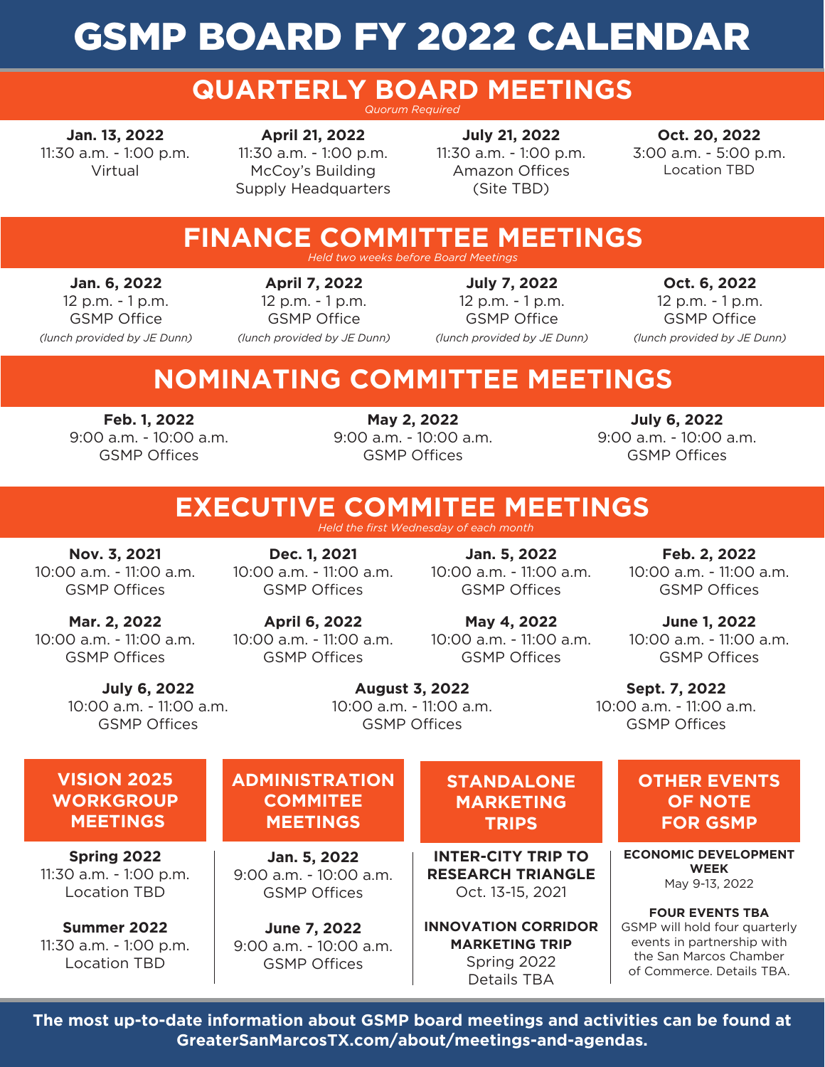# GSMP BOARD FY 2022 CALENDAR

## QUARTERLY BOARD MEETINGS

*Quorum Required*

**Jan. 13, 2022**
11:30 a.m. - 1:00 p.m.
Virtual

**April 21, 2022**
11:30 a.m. - 1:00 p.m.
McCoy's Building Supply Headquarters

**July 21, 2022**
11:30 a.m. - 1:00 p.m.
Amazon Offices (Site TBD)

**Oct. 20, 2022**
3:00 a.m. - 5:00 p.m.
Location TBD

## FINANCE COMMITTEE MEETINGS

*Held two weeks before Board Meetings*

**Jan. 6, 2022**
12 p.m. - 1 p.m.
GSMP Office
*(lunch provided by JE Dunn)*

**April 7, 2022**
12 p.m. - 1 p.m.
GSMP Office
*(lunch provided by JE Dunn)*

**July 7, 2022**
12 p.m. - 1 p.m.
GSMP Office
*(lunch provided by JE Dunn)*

**Oct. 6, 2022**
12 p.m. - 1 p.m.
GSMP Office
*(lunch provided by JE Dunn)*

## NOMINATING COMMITTEE MEETINGS

**Feb. 1, 2022**
9:00 a.m. - 10:00 a.m.
GSMP Offices

**May 2, 2022**
9:00 a.m. - 10:00 a.m.
GSMP Offices

**July 6, 2022**
9:00 a.m. - 10:00 a.m.
GSMP Offices

## EXECUTIVE COMMITEE MEETINGS

*Held the first Wednesday of each month*

**Nov. 3, 2021**
10:00 a.m. - 11:00 a.m.
GSMP Offices

**Dec. 1, 2021**
10:00 a.m. - 11:00 a.m.
GSMP Offices

**Jan. 5, 2022**
10:00 a.m. - 11:00 a.m.
GSMP Offices

**Feb. 2, 2022**
10:00 a.m. - 11:00 a.m.
GSMP Offices

**Mar. 2, 2022**
10:00 a.m. - 11:00 a.m.
GSMP Offices

**April 6, 2022**
10:00 a.m. - 11:00 a.m.
GSMP Offices

**May 4, 2022**
10:00 a.m. - 11:00 a.m.
GSMP Offices

**June 1, 2022**
10:00 a.m. - 11:00 a.m.
GSMP Offices

**July 6, 2022**
10:00 a.m. - 11:00 a.m.
GSMP Offices

**August 3, 2022**
10:00 a.m. - 11:00 a.m.
GSMP Offices

**Sept. 7, 2022**
10:00 a.m. - 11:00 a.m.
GSMP Offices

## VISION 2025 WORKGROUP MEETINGS

**Spring 2022**
11:30 a.m. - 1:00 p.m.
Location TBD

**Summer 2022**
11:30 a.m. - 1:00 p.m.
Location TBD

## ADMINISTRATION COMMITEE MEETINGS

**Jan. 5, 2022**
9:00 a.m. - 10:00 a.m.
GSMP Offices

**June 7, 2022**
9:00 a.m. - 10:00 a.m.
GSMP Offices

## STANDALONE MARKETING TRIPS

**INTER-CITY TRIP TO RESEARCH TRIANGLE**
Oct. 13-15, 2021

**INNOVATION CORRIDOR MARKETING TRIP**
Spring 2022
Details TBA

## OTHER EVENTS OF NOTE FOR GSMP

**ECONOMIC DEVELOPMENT WEEK**
May 9-13, 2022

**FOUR EVENTS TBA**
GSMP will hold four quarterly events in partnership with the San Marcos Chamber of Commerce. Details TBA.

**The most up-to-date information about GSMP board meetings and activities can be found at GreaterSanMarcosTX.com/about/meetings-and-agendas.**